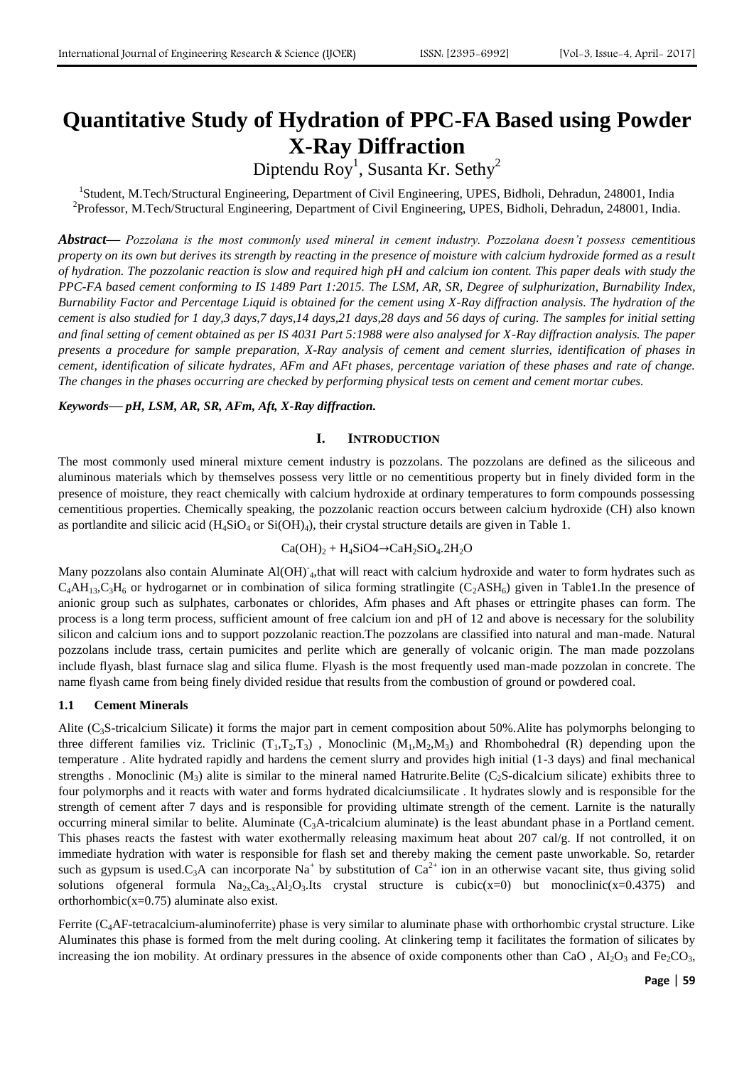# Quantitative Study of Hydration of PPC-FA Based using Powder X-Ray Diffraction

Diptendu Roy[1], Susanta Kr. Sethy[2]

[1]Student, M.Tech/Structural Engineering, Department of Civil Engineering, UPES, Bidholi, Dehradun, 248001, India
[2]Professor, M.Tech/Structural Engineering, Department of Civil Engineering, UPES, Bidholi, Dehradun, 248001, India.

***Abstract—*** *Pozzolana is the most commonly used mineral in cement industry. Pozzolana doesn't possess cementitious property on its own but derives its strength by reacting in the presence of moisture with calcium hydroxide formed as a result of hydration. The pozzolanic reaction is slow and required high pH and calcium ion content. This paper deals with study the PPC-FA based cement conforming to IS 1489 Part 1:2015. The LSM, AR, SR, Degree of sulphurization, Burnability Index, Burnability Factor and Percentage Liquid is obtained for the cement using X-Ray diffraction analysis. The hydration of the cement is also studied for 1 day,3 days,7 days,14 days,21 days,28 days and 56 days of curing. The samples for initial setting and final setting of cement obtained as per IS 4031 Part 5:1988 were also analysed for X-Ray diffraction analysis. The paper presents a procedure for sample preparation, X-Ray analysis of cement and cement slurries, identification of phases in cement, identification of silicate hydrates, AFm and AFt phases, percentage variation of these phases and rate of change. The changes in the phases occurring are checked by performing physical tests on cement and cement mortar cubes.*

***Keywords— pH, LSM, AR, SR, AFm, Aft, X-Ray diffraction.***

## I. INTRODUCTION

The most commonly used mineral mixture cement industry is pozzolans. The pozzolans are defined as the siliceous and aluminous materials which by themselves possess very little or no cementitious property but in finely divided form in the presence of moisture, they react chemically with calcium hydroxide at ordinary temperatures to form compounds possessing cementitious properties. Chemically speaking, the pozzolanic reaction occurs between calcium hydroxide (CH) also known as portlandite and silicic acid ($H_4SiO_4$ or $Si(OH)_4$), their crystal structure details are given in Table 1.

$$Ca(OH)_2 + H_4SiO4 \rightarrow CaH_2SiO_4.2H_2O$$

Many pozzolans also contain Aluminate $Al(OH)^-_4$,that will react with calcium hydroxide and water to form hydrates such as $C_4AH_{13}$,$C_3H_6$ or hydrogarnet or in combination of silica forming stratlingite ($C_2ASH_6$) given in Table1.In the presence of anionic group such as sulphates, carbonates or chlorides, Afm phases and Aft phases or ettringite phases can form. The process is a long term process, sufficient amount of free calcium ion and pH of 12 and above is necessary for the solubility silicon and calcium ions and to support pozzolanic reaction.The pozzolans are classified into natural and man-made. Natural pozzolans include trass, certain pumicites and perlite which are generally of volcanic origin. The man made pozzolans include flyash, blast furnace slag and silica flume. Flyash is the most frequently used man-made pozzolan in concrete. The name flyash came from being finely divided residue that results from the combustion of ground or powdered coal.

### 1.1 Cement Minerals

Alite ($C_3S$-tricalcium Silicate) it forms the major part in cement composition about 50%.Alite has polymorphs belonging to three different families viz. Triclinic ($T_1$,$T_2$,$T_3$) , Monoclinic ($M_1$,$M_2$,$M_3$) and Rhombohedral (R) depending upon the temperature . Alite hydrated rapidly and hardens the cement slurry and provides high initial (1-3 days) and final mechanical strengths . Monoclinic ($M_3$) alite is similar to the mineral named Hatrurite.Belite ($C_2S$-dicalcium silicate) exhibits three to four polymorphs and it reacts with water and forms hydrated dicalciumsilicate . It hydrates slowly and is responsible for the strength of cement after 7 days and is responsible for providing ultimate strength of the cement. Larnite is the naturally occurring mineral similar to belite. Aluminate ($C_3A$-tricalcium aluminate) is the least abundant phase in a Portland cement. This phases reacts the fastest with water exothermally releasing maximum heat about 207 cal/g. If not controlled, it on immediate hydration with water is responsible for flash set and thereby making the cement paste unworkable. So, retarder such as gypsum is used.$C_3A$ can incorporate $Na^+$ by substitution of $Ca^{2+}$ ion in an otherwise vacant site, thus giving solid solutions ofgeneral formula $Na_{2x}Ca_{3-x}Al_2O_3$.Its crystal structure is cubic(x=0) but monoclinic(x=0.4375) and orthorhombic(x=0.75) aluminate also exist.

Ferrite ($C_4AF$-tetracalcium-aluminoferrite) phase is very similar to aluminate phase with orthorhombic crystal structure. Like Aluminates this phase is formed from the melt during cooling. At clinkering temp it facilitates the formation of silicates by increasing the ion mobility. At ordinary pressures in the absence of oxide components other than CaO , $Al_2O_3$ and $Fe_2CO_3$,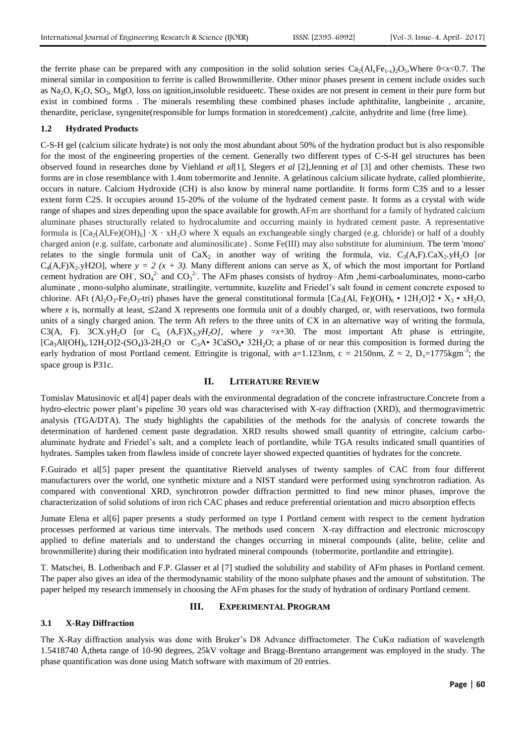the ferrite phase can be prepared with any composition in the solid solution series $Ca_2(Al_xFe_{1-x})_2O_5$,Where $0<x<0.7$. The mineral similar in composition to ferrite is called Brownmillerite. Other minor phases present in cement include oxides such as $Na_2O$, $K_2O$, $SO_3$, MgO, loss on ignition,insoluble residueetc. These oxides are not present in cement in their pure form but exist in combined forms . The minerals resembling these combined phases include aphthitalite, langbeinite , arcanite, thenardite, periclase, syngenite(responsible for lumps formation in storedcement) ,calcite, anhydrite and lime (free lime).

### 1.2 Hydrated Products

C-S-H gel (calcium silicate hydrate) is not only the most abundant about 50% of the hydration product but is also responsible for the most of the engineering properties of the cement. Generally two different types of C-S-H gel structures has been observed found in researches done by Viehland *et al*[1], Slegers *et al* [2],Jenning *et al* [3] and other chemists. These two forms are in close resemblance with 1.4nm tobermorite and Jennite. A gelatinous calcium silicate hydrate, called plombierite, occurs in nature. Calcium Hydroxide (CH) is also know by mineral name portlandite. It forms form C3S and to a lesser extent form C2S. It occupies around 15-20% of the volume of the hydrated cement paste. It forms as a crystal with wide range of shapes and sizes depending upon the space available for growth.AFm are shorthand for a family of hydrated calcium aluminate phases structurally related to hydrocalumite and occurring mainly in hydrated cement paste. A representative formula is $[Ca_2(Al,Fe)(OH)_6] \cdot X \cdot xH_2O$ where X equals an exchangeable singly charged (e.g. chloride) or half of a doubly charged anion (e.g. sulfate, carbonate and aluminosilicate) . Some Fe(III) may also substitute for aluminium. The term 'mono' relates to the single formula unit of $CaX_2$ in another way of writing the formula, viz. $C_3(A,F).CaX_2.yH_2O$ [or $C_4(A,F)X_2$.yH2O], where $y = 2\ (x + 3)$. Many different anions can serve as X, of which the most important for Portland cement hydration are $OH^-$, $SO_4^{2-}$ and $CO_3^{2-}$. The AFm phases consists of hydroy–Afm ,hemi-carboaluminates, mono-carbo aluminate , mono-sulpho aluminate, stratlingite, vertumnite, kuzelite and Friedel's salt found in cement concrete exposed to chlorine. AFt ($Al_2O_3$-$Fe_2O_3$-tri) phases have the general constitutional formula $[Ca_3(Al, Fe)(OH)_6 \cdot 12H_2O]2 \cdot X_3 \cdot xH_2O$, where *x* is, normally at least, ≤2and X represents one formula unit of a doubly charged, or, with reservations, two formula units of a singly charged anion. The term Aft refers to the three units of CX in an alternative way of writing the formula, C3(A, F). $3CX.yH_2O$ [or $C_6\ (A,F)X_3.yH_2O]$, where $y = x+30$. The most important Aft phase is ettringite, $[Ca_3Al(OH)_6.12H_2O]2$-$(SO_4)3$-$2H_2O$ or $C_3A \cdot 3CaSO_4 \cdot 32H_2O$; a phase of or near this composition is formed during the early hydration of most Portland cement. Ettringite is trigonal, with a=1.123nm, c = 2150nm, Z = 2, $D_x$=1775kgm$^{-3}$; the space group is P31c.

## II. Literature Review

Tomislav Matusinovic et al[4] paper deals with the environmental degradation of the concrete infrastructure.Concrete from a hydro-electric power plant's pipeline 30 years old was characterised with X-ray diffraction (XRD), and thermogravimetric analysis (TGA/DTA). The study highlights the capabilities of the methods for the analysis of concrete towards the determination of hardened cement paste degradation. XRD results showed small quantity of ettringite, calcium carbo-aluminate hydrate and Friedel's salt, and a complete leach of portlandite, while TGA results indicated small quantities of hydrates. Samples taken from flawless inside of concrete layer showed expected quantities of hydrates for the concrete.

F.Guirado et al[5] paper present the quantitative Rietveld analyses of twenty samples of CAC from four different manufacturers over the world, one synthetic mixture and a NIST standard were performed using synchrotron radiation. As compared with conventional XRD, synchrotron powder diffraction permitted to find new minor phases, improve the characterization of solid solutions of iron rich CAC phases and reduce preferential orientation and micro absorption effects

Jumate Elena et al[6] paper presents a study performed on type I Portland cement with respect to the cement hydration processes performed at various time intervals. The methods used concern X-ray diffraction and electronic microscopy applied to define materials and to understand the changes occurring in mineral compounds (alite, belite, celite and brownmillerite) during their modification into hydrated mineral compounds (tobermorite, portlandite and ettringite).

T. Matschei, B. Lothenbach and F.P. Glasser et al [7] studied the solubility and stability of AFm phases in Portland cement. The paper also gives an idea of the thermodynamic stability of the mono sulphate phases and the amount of substitution. The paper helped my research immensely in choosing the AFm phases for the study of hydration of ordinary Portland cement.

## III. Experimental Program

### 3.1 X-Ray Diffraction

The X-Ray diffraction analysis was done with Bruker's D8 Advance diffractometer. The CuKα radiation of wavelength 1.5418740 Å,theta range of 10-90 degrees, 25kV voltage and Bragg-Brentano arrangement was employed in the study. The phase quantification was done using Match software with maximum of 20 entries.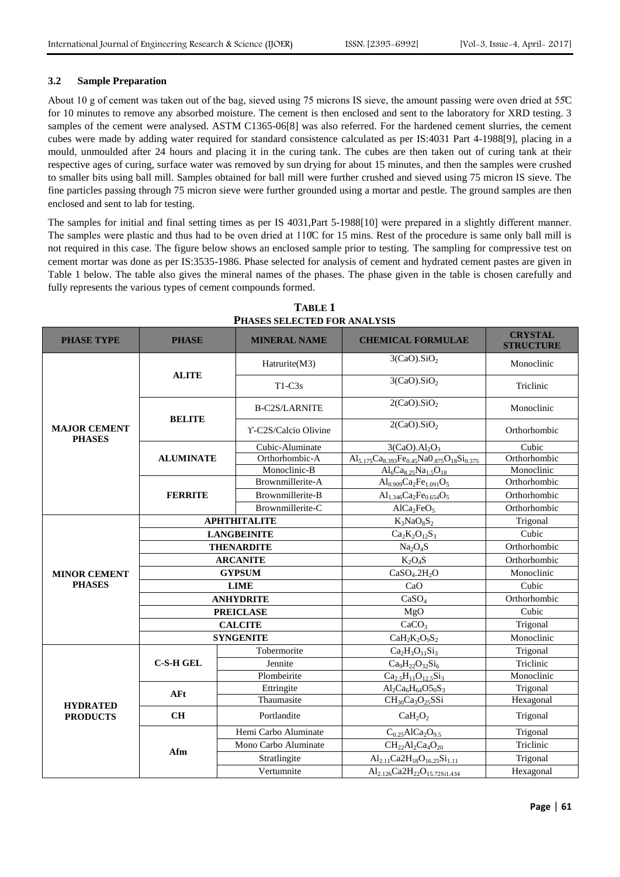### 3.2 Sample Preparation

About 10 g of cement was taken out of the bag, sieved using 75 microns IS sieve, the amount passing were oven dried at 55̊C for 10 minutes to remove any absorbed moisture. The cement is then enclosed and sent to the laboratory for XRD testing. 3 samples of the cement were analysed. ASTM C1365-06[8] was also referred. For the hardened cement slurries, the cement cubes were made by adding water required for standard consistence calculated as per IS:4031 Part 4-1988[9], placing in a mould, unmoulded after 24 hours and placing it in the curing tank. The cubes are then taken out of curing tank at their respective ages of curing, surface water was removed by sun drying for about 15 minutes, and then the samples were crushed to smaller bits using ball mill. Samples obtained for ball mill were further crushed and sieved using 75 micron IS sieve. The fine particles passing through 75 micron sieve were further grounded using a mortar and pestle. The ground samples are then enclosed and sent to lab for testing.

The samples for initial and final setting times as per IS 4031,Part 5-1988[10] were prepared in a slightly different manner. The samples were plastic and thus had to be oven dried at 110̊C for 15 mins. Rest of the procedure is same only ball mill is not required in this case. The figure below shows an enclosed sample prior to testing. The sampling for compressive test on cement mortar was done as per IS:3535-1986. Phase selected for analysis of cement and hydrated cement pastes are given in Table 1 below. The table also gives the mineral names of the phases. The phase given in the table is chosen carefully and fully represents the various types of cement compounds formed.

**TABLE 1**
**PHASES SELECTED FOR ANALYSIS**

| PHASE TYPE | PHASE | MINERAL NAME | CHEMICAL FORMULAE | CRYSTAL STRUCTURE |
|---|---|---|---|---|
| MAJOR CEMENT PHASES | ALITE | Hatrurite(M3) | $3(CaO).SiO_2$ | Monoclinic |
| | | T1-C3s | $3(CaO).SiO_2$ | Triclinic |
| | BELITE | B-C2S/LARNITE | $2(CaO).SiO_2$ | Monoclinic |
| | | ϒ-C2S/Calcio Olivine | $2(CaO).SiO_2$ | Orthorhombic |
| | ALUMINATE | Cubic-Aluminate | $3(CaO).Al_2O_3$ | Cubic |
| | | Orthorhombic-A | $Al_{5.175}Ca_{8.393}Fe_{0.45}Na0_{.875}O_{18}Si_{0.375}$ | Orthorhombic |
| | | Monoclinic-B | $Al_6Ca_{8.25}Na_{1.5}O_{18}$ | Monoclinic |
| | FERRITE | Brownmillerite-A | $Al_{0.909}Ca_2Fe_{1.091}O_5$ | Orthorhombic |
| | | Brownmillerite-B | $Al_{1.346}Ca_2Fe_{0.654}O_5$ | Orthorhombic |
| | | Brownmillerite-C | $AlCa_2FeO_5$ | Orthorhombic |
| MINOR CEMENT PHASES | APHTHITALITE | | $K_3NaO_8S_2$ | Trigonal |
| | LANGBEINITE | | $Ca_2K_2O_{12}S_3$ | Cubic |
| | THENARDITE | | $Na_2O_4S$ | Orthorhombic |
| | ARCANITE | | $K_2O_4S$ | Orthorhombic |
| | GYPSUM | | $CaSO_4.2H_2O$ | Monoclinic |
| | LIME | | CaO | Cubic |
| | ANHYDRITE | | $CaSO_4$ | Orthorhombic |
| | PREICLASE | | MgO | Cubic |
| | CALCITE | | $CaCO_3$ | Trigonal |
| | SYNGENITE | | $CaH_2K_2O_9S_2$ | Monoclinic |
| HYDRATED PRODUCTS | C-S-H GEL | Tobermorite | $Ca_2H_3O_{11}Si_3$ | Trigonal |
| | | Jennite | $Ca_9H_{22}O_{32}Si_6$ | Triclinic |
| | | Plombeirite | $Ca_{2.5}H_{11}O_{12.5}Si_3$ | Monoclinic |
| | AFt | Ettringite | $Al_2Ca_6H_{64}O5_0S_3$ | Trigonal |
| | | Thaumasite | $CH_{30}Ca_3O_{25}SSi$ | Hexagonal |
| | CH | Portlandite | $CaH_2O_2$ | Trigonal |
| | Afm | Hemi Carbo Aluminate | $C_{0.25}AlCa_2O_{9.5}$ | Trigonal |
| | | Mono Carbo Aluminate | $CH_{22}Al_2Ca_4O_{20}$ | Triclinic |
| | | Stratlingite | $Al_{2.11}Ca2H_{18}O_{16.25}Si_{1.11}$ | Trigonal |
| | | Vertumnite | $Al_{2.126}Ca2H_{22}O_{15.72Si1.434}$ | Hexagonal |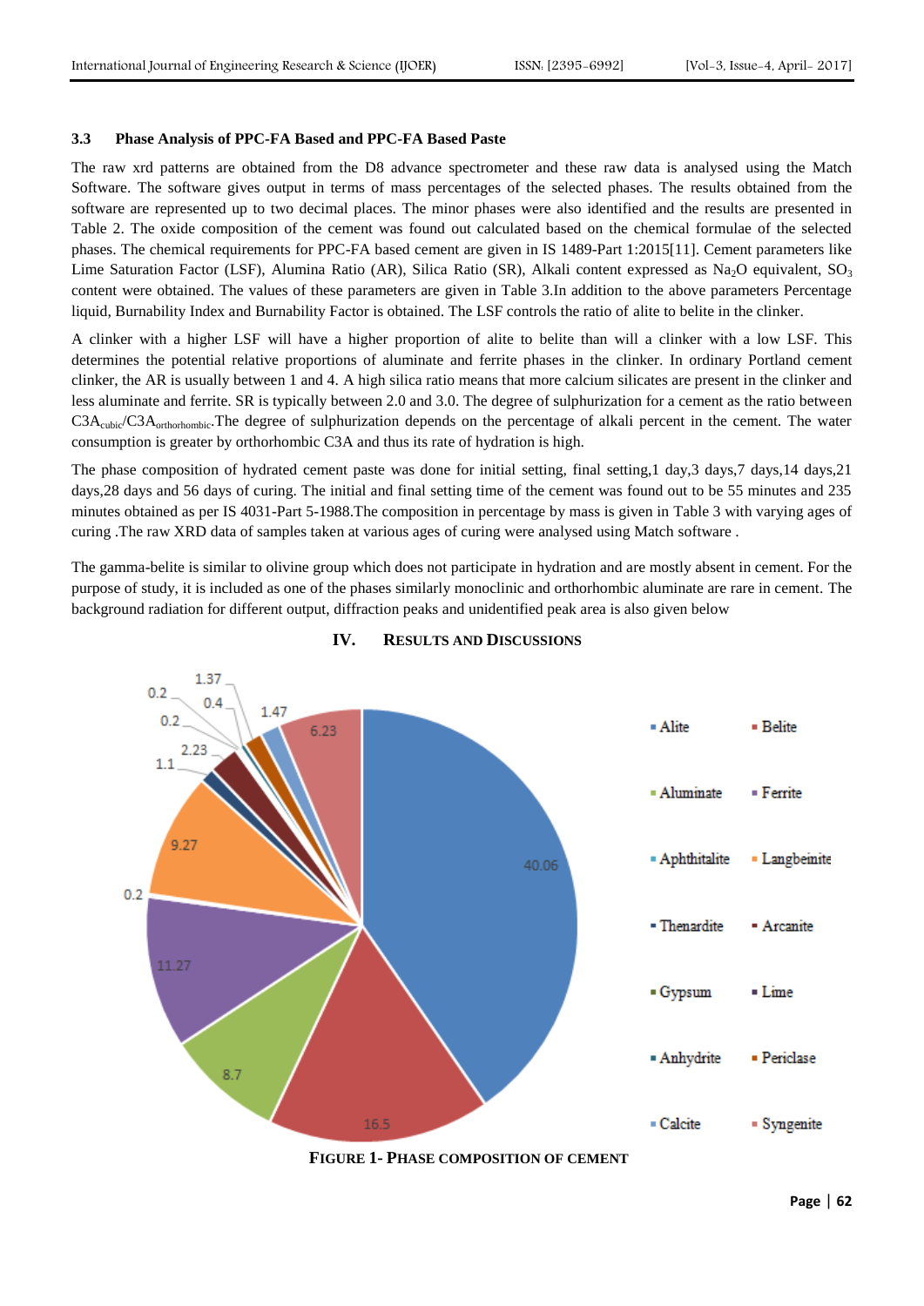### 3.3 Phase Analysis of PPC-FA Based and PPC-FA Based Paste

The raw xrd patterns are obtained from the D8 advance spectrometer and these raw data is analysed using the Match Software. The software gives output in terms of mass percentages of the selected phases. The results obtained from the software are represented up to two decimal places. The minor phases were also identified and the results are presented in Table 2. The oxide composition of the cement was found out calculated based on the chemical formulae of the selected phases. The chemical requirements for PPC-FA based cement are given in IS 1489-Part 1:2015[11]. Cement parameters like Lime Saturation Factor (LSF), Alumina Ratio (AR), Silica Ratio (SR), Alkali content expressed as $Na_2O$ equivalent, $SO_3$ content were obtained. The values of these parameters are given in Table 3.In addition to the above parameters Percentage liquid, Burnability Index and Burnability Factor is obtained. The LSF controls the ratio of alite to belite in the clinker.

A clinker with a higher LSF will have a higher proportion of alite to belite than will a clinker with a low LSF. This determines the potential relative proportions of aluminate and ferrite phases in the clinker. In ordinary Portland cement clinker, the AR is usually between 1 and 4. A high silica ratio means that more calcium silicates are present in the clinker and less aluminate and ferrite. SR is typically between 2.0 and 3.0. The degree of sulphurization for a cement as the ratio between $C3A_{cubic}/C3A_{orthorhombic}$.The degree of sulphurization depends on the percentage of alkali percent in the cement. The water consumption is greater by orthorhombic C3A and thus its rate of hydration is high.

The phase composition of hydrated cement paste was done for initial setting, final setting,1 day,3 days,7 days,14 days,21 days,28 days and 56 days of curing. The initial and final setting time of the cement was found out to be 55 minutes and 235 minutes obtained as per IS 4031-Part 5-1988.The composition in percentage by mass is given in Table 3 with varying ages of curing .The raw XRD data of samples taken at various ages of curing were analysed using Match software .

The gamma-belite is similar to olivine group which does not participate in hydration and are mostly absent in cement. For the purpose of study, it is included as one of the phases similarly monoclinic and orthorhombic aluminate are rare in cement. The background radiation for different output, diffraction peaks and unidentified peak area is also given below

## IV. RESULTS AND DISCUSSIONS

**FIGURE 1- PHASE COMPOSITION OF CEMENT**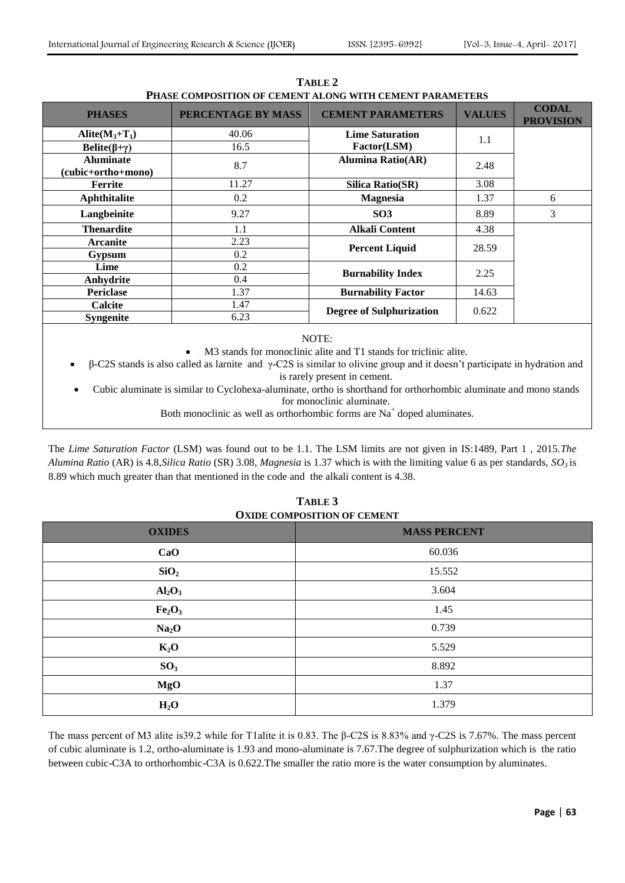**TABLE 2**
**PHASE COMPOSITION OF CEMENT ALONG WITH CEMENT PARAMETERS**

| PHASES | PERCENTAGE BY MASS | CEMENT PARAMETERS | VALUES | CODAL PROVISION |
|---|---|---|---|---|
| Alite($M_3$+$T_1$) | 40.06 | Lime Saturation Factor(LSM) | 1.1 | |
| Belite(β+γ) | 16.5 | | | |
| Aluminate (cubic+ortho+mono) | 8.7 | Alumina Ratio(AR) | 2.48 | |
| Ferrite | 11.27 | Silica Ratio(SR) | 3.08 | |
| Aphthitalite | 0.2 | Magnesia | 1.37 | 6 |
| Langbeinite | 9.27 | SO3 | 8.89 | 3 |
| Thenardite | 1.1 | Alkali Content | 4.38 | |
| Arcanite | 2.23 | Percent Liquid | 28.59 | |
| Gypsum | 0.2 | | | |
| Lime | 0.2 | Burnability Index | 2.25 | |
| Anhydrite | 0.4 | | | |
| Periclase | 1.37 | Burnability Factor | 14.63 | |
| Calcite | 1.47 | Degree of Sulphurization | 0.622 | |
| Syngenite | 6.23 | | | |

NOTE:

- M3 stands for monoclinic alite and T1 stands for triclinic alite.
- β-C2S stands is also called as larnite and γ-C2S is similar to olivine group and it doesn't participate in hydration and is rarely present in cement.
- Cubic aluminate is similar to Cyclohexa-aluminate, ortho is shorthand for orthorhombic aluminate and mono stands for monoclinic aluminate.

Both monoclinic as well as orthorhombic forms are $Na^+$ doped aluminates.

The *Lime Saturation Factor* (LSM) was found out to be 1.1. The LSM limits are not given in IS:1489, Part 1 , 2015.*The Alumina Ratio* (AR) is 4.8,*Silica Ratio* (SR) 3.08, *Magnesia* is 1.37 which is with the limiting value 6 as per standards, *$SO_3$* is 8.89 which much greater than that mentioned in the code and the alkali content is 4.38.

**TABLE 3**
**OXIDE COMPOSITION OF CEMENT**

| OXIDES | MASS PERCENT |
|---|---|
| CaO | 60.036 |
| $SiO_2$ | 15.552 |
| $Al_2O_3$ | 3.604 |
| $Fe_2O_3$ | 1.45 |
| $Na_2O$ | 0.739 |
| $K_2O$ | 5.529 |
| $SO_3$ | 8.892 |
| MgO | 1.37 |
| $H_2O$ | 1.379 |

The mass percent of M3 alite is39.2 while for T1alite it is 0.83. The β-C2S is 8.83% and γ-C2S is 7.67%. The mass percent of cubic aluminate is 1.2, ortho-aluminate is 1.93 and mono-aluminate is 7.67.The degree of sulphurization which is the ratio between cubic-C3A to orthorhombic-C3A is 0.622.The smaller the ratio more is the water consumption by aluminates.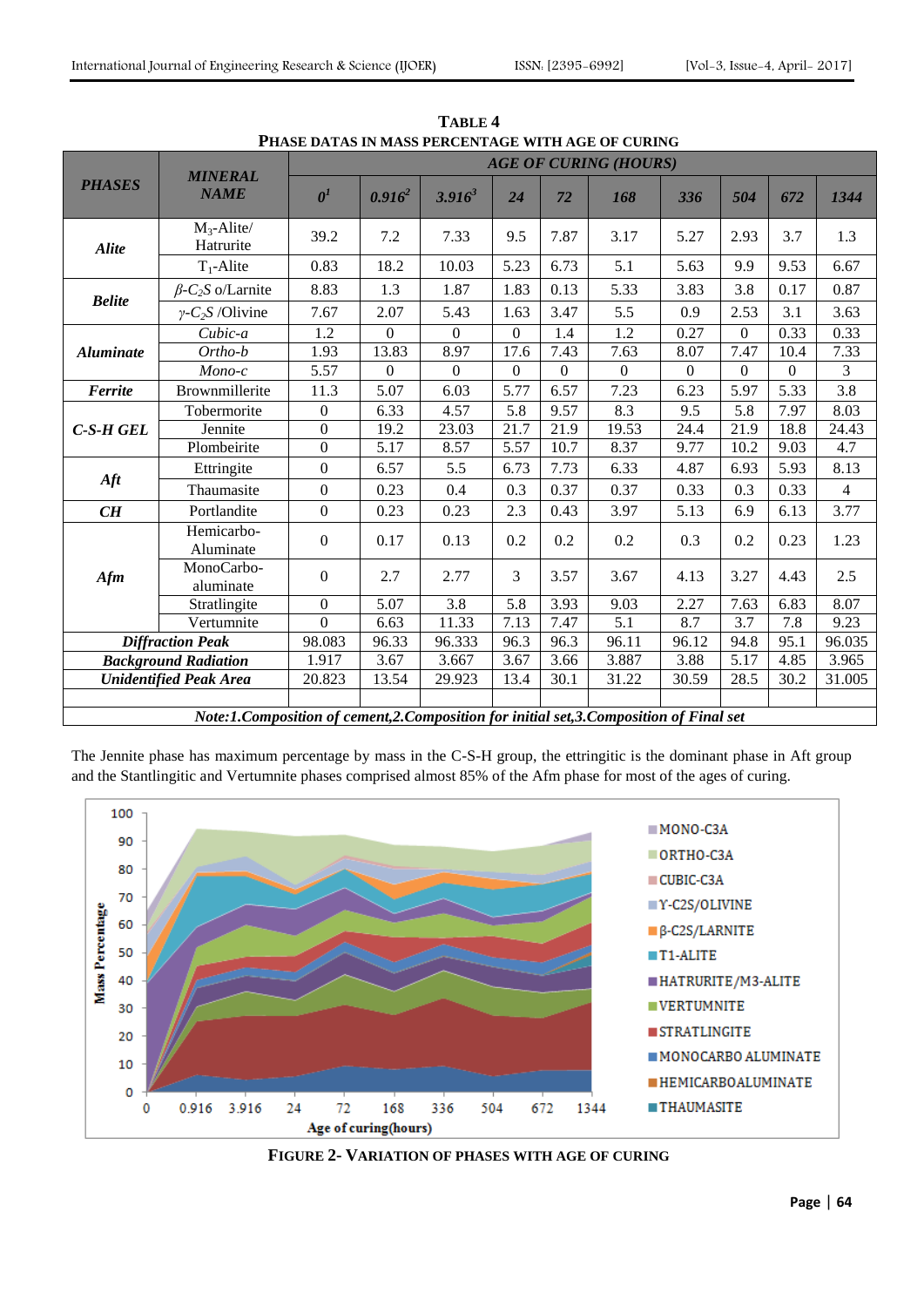**TABLE 4**
**PHASE DATAS IN MASS PERCENTAGE WITH AGE OF CURING**

| PHASES | MINERAL NAME | AGE OF CURING (HOURS) | | | | | | | | | |
|---|---|---|---|---|---|---|---|---|---|---|---|
| | | 0[1] | 0.916[2] | 3.916[3] | 24 | 72 | 168 | 336 | 504 | 672 | 1344 |
| **Alite** | $M_3$-Alite/ Hatrurite | 39.2 | 7.2 | 7.33 | 9.5 | 7.87 | 3.17 | 5.27 | 2.93 | 3.7 | 1.3 |
| | $T_1$-Alite | 0.83 | 18.2 | 10.03 | 5.23 | 6.73 | 5.1 | 5.63 | 9.9 | 9.53 | 6.67 |
| **Belite** | $\beta$-$C_2S$ o/Larnite | 8.83 | 1.3 | 1.87 | 1.83 | 0.13 | 5.33 | 3.83 | 3.8 | 0.17 | 0.87 |
| | $\gamma$-$C_2S$ /Olivine | 7.67 | 2.07 | 5.43 | 1.63 | 3.47 | 5.5 | 0.9 | 2.53 | 3.1 | 3.63 |
| **Aluminate** | *Cubic-a* | 1.2 | 0 | 0 | 0 | 1.4 | 1.2 | 0.27 | 0 | 0.33 | 0.33 |
| | *Ortho-b* | 1.93 | 13.83 | 8.97 | 17.6 | 7.43 | 7.63 | 8.07 | 7.47 | 10.4 | 7.33 |
| | *Mono-c* | 5.57 | 0 | 0 | 0 | 0 | 0 | 0 | 0 | 0 | 3 |
| **Ferrite** | Brownmillerite | 11.3 | 5.07 | 6.03 | 5.77 | 6.57 | 7.23 | 6.23 | 5.97 | 5.33 | 3.8 |
| **C-S-H GEL** | Tobermorite | 0 | 6.33 | 4.57 | 5.8 | 9.57 | 8.3 | 9.5 | 5.8 | 7.97 | 8.03 |
| | Jennite | 0 | 19.2 | 23.03 | 21.7 | 21.9 | 19.53 | 24.4 | 21.9 | 18.8 | 24.43 |
| | Plombeirite | 0 | 5.17 | 8.57 | 5.57 | 10.7 | 8.37 | 9.77 | 10.2 | 9.03 | 4.7 |
| **Aft** | Ettringite | 0 | 6.57 | 5.5 | 6.73 | 7.73 | 6.33 | 4.87 | 6.93 | 5.93 | 8.13 |
| | Thaumasite | 0 | 0.23 | 0.4 | 0.3 | 0.37 | 0.37 | 0.33 | 0.3 | 0.33 | 4 |
| **CH** | Portlandite | 0 | 0.23 | 0.23 | 2.3 | 0.43 | 3.97 | 5.13 | 6.9 | 6.13 | 3.77 |
| **Afm** | Hemicarbo-Aluminate | 0 | 0.17 | 0.13 | 0.2 | 0.2 | 0.2 | 0.3 | 0.2 | 0.23 | 1.23 |
| | MonoCarbo-aluminate | 0 | 2.7 | 2.77 | 3 | 3.57 | 3.67 | 4.13 | 3.27 | 4.43 | 2.5 |
| | Stratlingite | 0 | 5.07 | 3.8 | 5.8 | 3.93 | 9.03 | 2.27 | 7.63 | 6.83 | 8.07 |
| | Vertumnite | 0 | 6.63 | 11.33 | 7.13 | 7.47 | 5.1 | 8.7 | 3.7 | 7.8 | 9.23 |
| ***Diffraction Peak*** | | 98.083 | 96.33 | 96.333 | 96.3 | 96.3 | 96.11 | 96.12 | 94.8 | 95.1 | 96.035 |
| ***Background Radiation*** | | 1.917 | 3.67 | 3.667 | 3.67 | 3.66 | 3.887 | 3.88 | 5.17 | 4.85 | 3.965 |
| ***Unidentified Peak Area*** | | 20.823 | 13.54 | 29.923 | 13.4 | 30.1 | 31.22 | 30.59 | 28.5 | 30.2 | 31.005 |

***Note:1.Composition of cement,2.Composition for initial set,3.Composition of Final set***

The Jennite phase has maximum percentage by mass in the C-S-H group, the ettringitic is the dominant phase in Aft group and the Stantlingitic and Vertumnite phases comprised almost 85% of the Afm phase for most of the ages of curing.

**FIGURE 2- VARIATION OF PHASES WITH AGE OF CURING**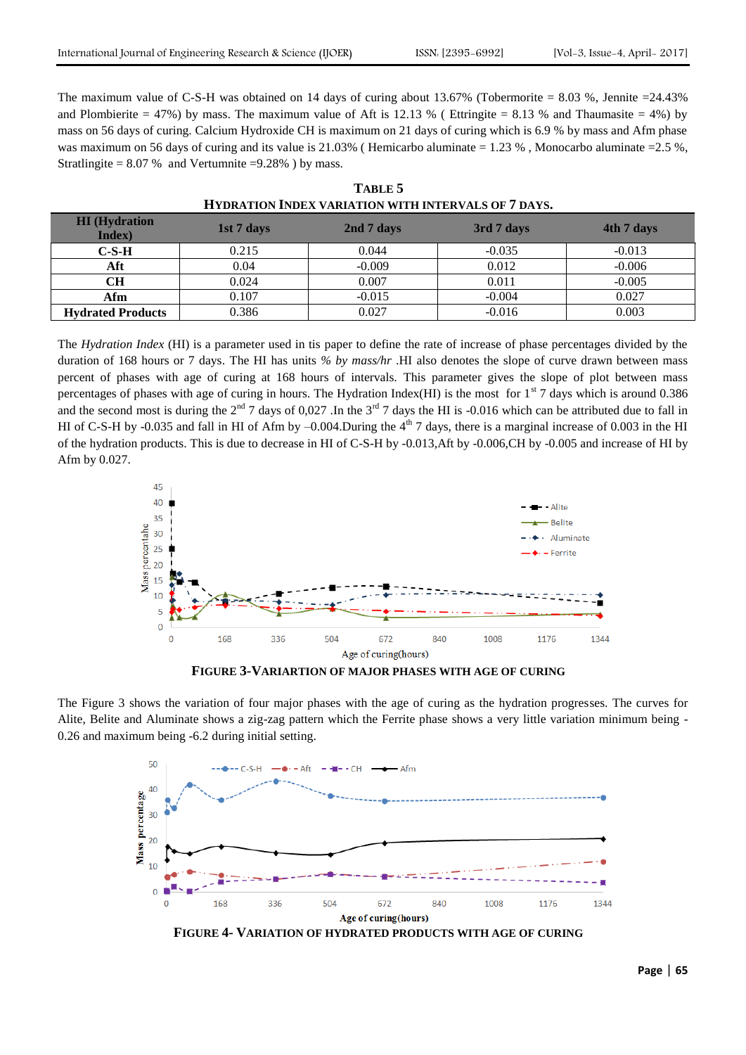The maximum value of C-S-H was obtained on 14 days of curing about 13.67% (Tobermorite = 8.03 %, Jennite =24.43% and Plombierite = 47%) by mass. The maximum value of Aft is 12.13 % ( Ettringite = 8.13 % and Thaumasite = 4%) by mass on 56 days of curing. Calcium Hydroxide CH is maximum on 21 days of curing which is 6.9 % by mass and Afm phase was maximum on 56 days of curing and its value is 21.03% ( Hemicarbo aluminate = 1.23 % , Monocarbo aluminate =2.5 %, Stratlingite = 8.07 % and Vertumnite =9.28% ) by mass.

**TABLE 5**
**HYDRATION INDEX VARIATION WITH INTERVALS OF 7 DAYS.**

| HI (Hydration Index) | 1st 7 days | 2nd 7 days | 3rd 7 days | 4th 7 days |
|---|---|---|---|---|
| **C-S-H** | 0.215 | 0.044 | -0.035 | -0.013 |
| **Aft** | 0.04 | -0.009 | 0.012 | -0.006 |
| **CH** | 0.024 | 0.007 | 0.011 | -0.005 |
| **Afm** | 0.107 | -0.015 | -0.004 | 0.027 |
| **Hydrated Products** | 0.386 | 0.027 | -0.016 | 0.003 |

The *Hydration Index* (HI) is a parameter used in tis paper to define the rate of increase of phase percentages divided by the duration of 168 hours or 7 days. The HI has units *% by mass/hr* .HI also denotes the slope of curve drawn between mass percent of phases with age of curing at 168 hours of intervals. This parameter gives the slope of plot between mass percentages of phases with age of curing in hours. The Hydration Index(HI) is the most for 1st 7 days which is around 0.386 and the second most is during the 2nd 7 days of 0,027 .In the 3rd 7 days the HI is -0.016 which can be attributed due to fall in HI of C-S-H by -0.035 and fall in HI of Afm by –0.004.During the 4th 7 days, there is a marginal increase of 0.003 in the HI of the hydration products. This is due to decrease in HI of C-S-H by -0.013,Aft by -0.006,CH by -0.005 and increase of HI by Afm by 0.027.

**FIGURE 3-VARIARTION OF MAJOR PHASES WITH AGE OF CURING**

The Figure 3 shows the variation of four major phases with the age of curing as the hydration progresses. The curves for Alite, Belite and Aluminate shows a zig-zag pattern which the Ferrite phase shows a very little variation minimum being -0.26 and maximum being -6.2 during initial setting.

**FIGURE 4- VARIATION OF HYDRATED PRODUCTS WITH AGE OF CURING**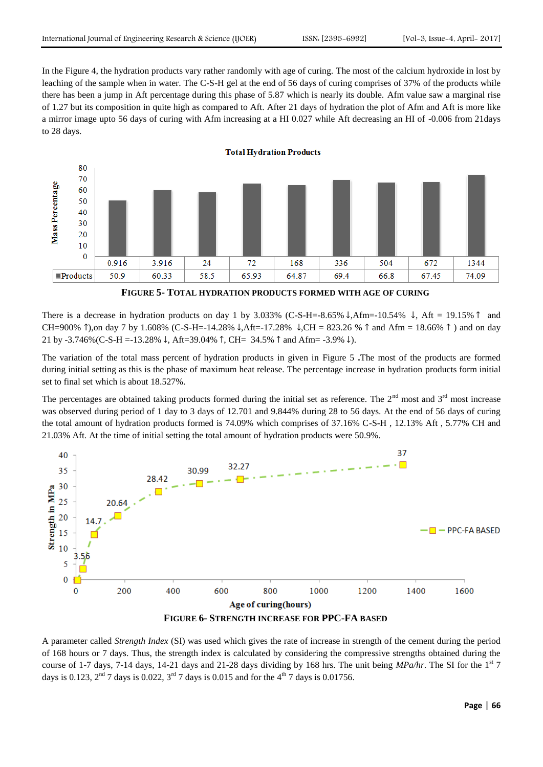In the Figure 4, the hydration products vary rather randomly with age of curing. The most of the calcium hydroxide in lost by leaching of the sample when in water. The C-S-H gel at the end of 56 days of curing comprises of 37% of the products while there has been a jump in Aft percentage during this phase of 5.87 which is nearly its double. Afm value saw a marginal rise of 1.27 but its composition in quite high as compared to Aft. After 21 days of hydration the plot of Afm and Aft is more like a mirror image upto 56 days of curing with Afm increasing at a HI 0.027 while Aft decreasing an HI of -0.006 from 21days to 28 days.

**Total Hydration Products**

| | 0.916 | 3.916 | 24 | 72 | 168 | 336 | 504 | 672 | 1344 |
|---|---|---|---|---|---|---|---|---|---|
| Products | 50.9 | 60.33 | 58.5 | 65.93 | 64.87 | 69.4 | 66.8 | 67.45 | 74.09 |

**FIGURE 5- TOTAL HYDRATION PRODUCTS FORMED WITH AGE OF CURING**

There is a decrease in hydration products on day 1 by 3.033% (C-S-H=-8.65%↓,Afm=-10.54% ↓, Aft = 19.15%↑ and CH=900% ↑),on day 7 by 1.608% (C-S-H=-14.28%↓,Aft=-17.28% ↓,CH = 823.26 %↑ and Afm = 18.66%↑) and on day 21 by -3.746%(C-S-H =-13.28%↓, Aft=39.04%↑, CH= 34.5%↑ and Afm= -3.9%↓).

The variation of the total mass percent of hydration products in given in Figure 5 .The most of the products are formed during initial setting as this is the phase of maximum heat release. The percentage increase in hydration products form initial set to final set which is about 18.527%.

The percentages are obtained taking products formed during the initial set as reference. The 2nd most and 3rd most increase was observed during period of 1 day to 3 days of 12.701 and 9.844% during 28 to 56 days. At the end of 56 days of curing the total amount of hydration products formed is 74.09% which comprises of 37.16% C-S-H , 12.13% Aft , 5.77% CH and 21.03% Aft. At the time of initial setting the total amount of hydration products were 50.9%.

**FIGURE 6- STRENGTH INCREASE FOR PPC-FA BASED**

A parameter called *Strength Index* (SI) was used which gives the rate of increase in strength of the cement during the period of 168 hours or 7 days. Thus, the strength index is calculated by considering the compressive strengths obtained during the course of 1-7 days, 7-14 days, 14-21 days and 21-28 days dividing by 168 hrs. The unit being *MPa/hr*. The SI for the 1st 7 days is 0.123, 2nd 7 days is 0.022, 3rd 7 days is 0.015 and for the 4th 7 days is 0.01756.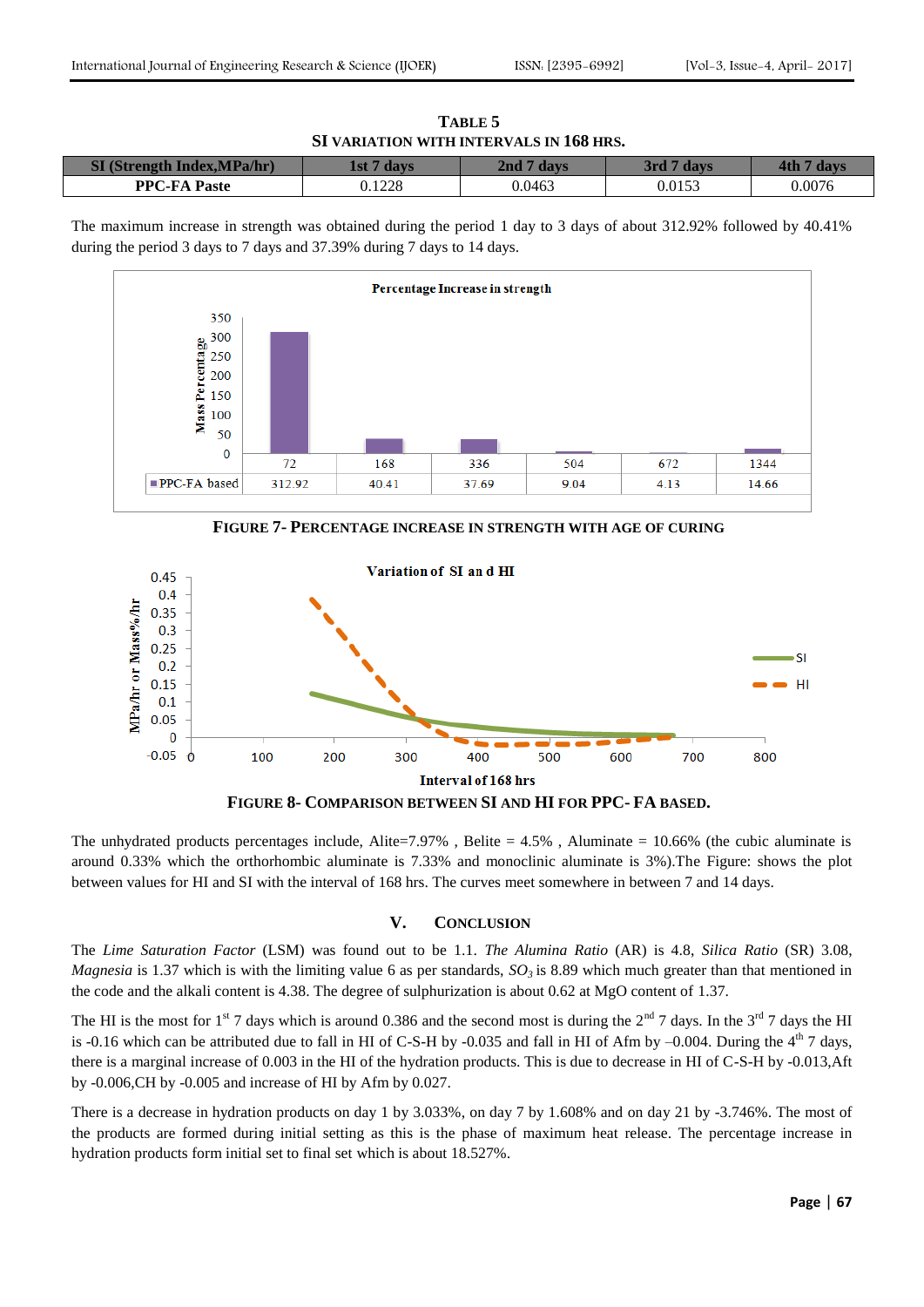**TABLE 5**
**SI VARIATION WITH INTERVALS IN 168 HRS.**

| SI (Strength Index,MPa/hr) | 1st 7 days | 2nd 7 days | 3rd 7 days | 4th 7 days |
|---|---|---|---|---|
| **PPC-FA Paste** | 0.1228 | 0.0463 | 0.0153 | 0.0076 |

The maximum increase in strength was obtained during the period 1 day to 3 days of about 312.92% followed by 40.41% during the period 3 days to 7 days and 37.39% during 7 days to 14 days.

| | 72 | 168 | 336 | 504 | 672 | 1344 |
|---|---|---|---|---|---|---|
| PPC-FA based | 312.92 | 40.41 | 37.69 | 9.04 | 4.13 | 14.66 |

**FIGURE 7- PERCENTAGE INCREASE IN STRENGTH WITH AGE OF CURING**

**FIGURE 8- COMPARISON BETWEEN SI AND HI FOR PPC- FA BASED.**

The unhydrated products percentages include, Alite=7.97% , Belite = 4.5% , Aluminate = 10.66% (the cubic aluminate is around 0.33% which the orthorhombic aluminate is 7.33% and monoclinic aluminate is 3%).The Figure: shows the plot between values for HI and SI with the interval of 168 hrs. The curves meet somewhere in between 7 and 14 days.

## V. CONCLUSION

The *Lime Saturation Factor* (LSM) was found out to be 1.1. *The Alumina Ratio* (AR) is 4.8, *Silica Ratio* (SR) 3.08, *Magnesia* is 1.37 which is with the limiting value 6 as per standards, $SO_3$ is 8.89 which much greater than that mentioned in the code and the alkali content is 4.38. The degree of sulphurization is about 0.62 at MgO content of 1.37.

The HI is the most for 1st 7 days which is around 0.386 and the second most is during the 2nd 7 days. In the 3rd 7 days the HI is -0.16 which can be attributed due to fall in HI of C-S-H by -0.035 and fall in HI of Afm by –0.004. During the 4th 7 days, there is a marginal increase of 0.003 in the HI of the hydration products. This is due to decrease in HI of C-S-H by -0.013,Aft by -0.006,CH by -0.005 and increase of HI by Afm by 0.027.

There is a decrease in hydration products on day 1 by 3.033%, on day 7 by 1.608% and on day 21 by -3.746%. The most of the products are formed during initial setting as this is the phase of maximum heat release. The percentage increase in hydration products form initial set to final set which is about 18.527%.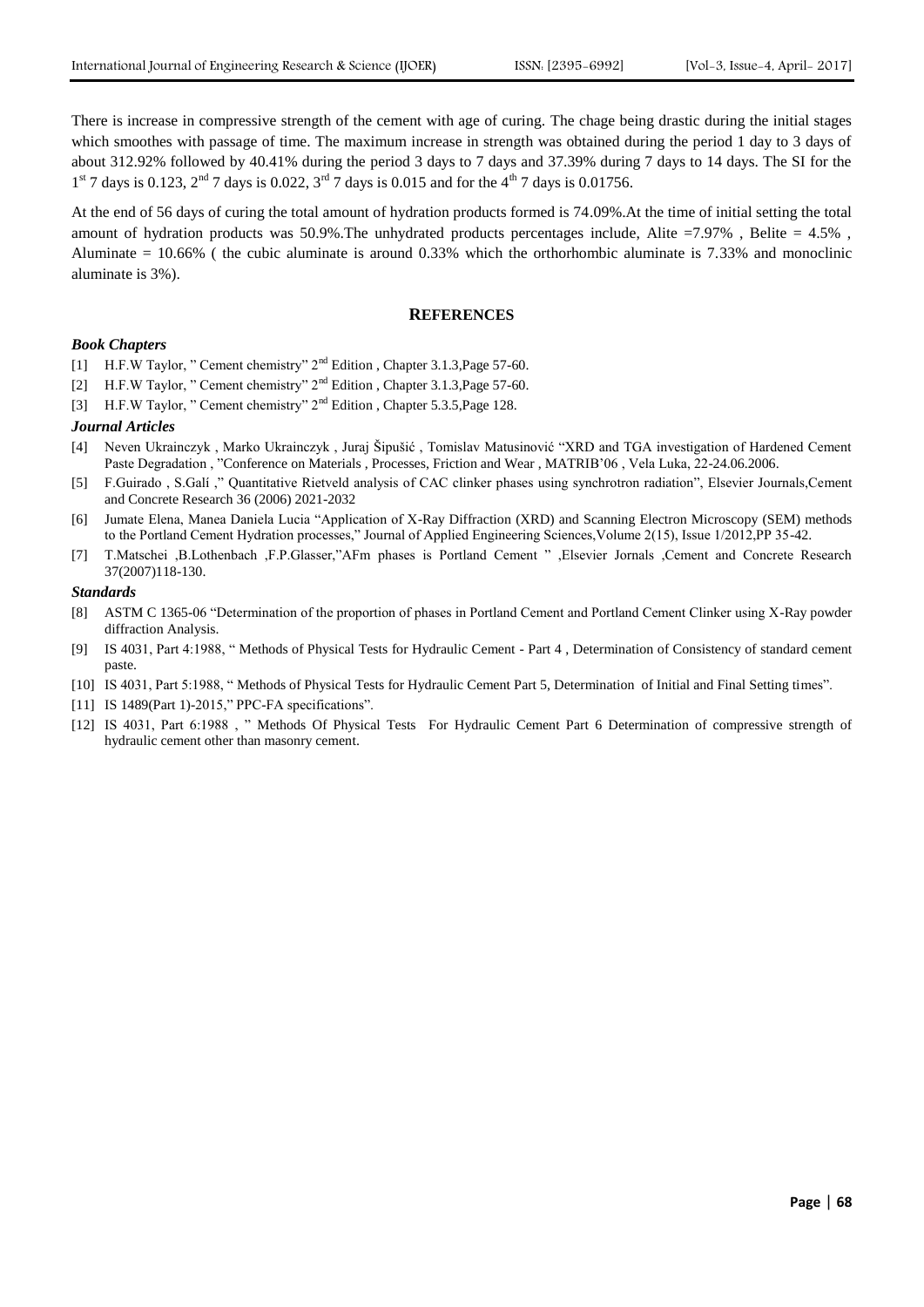There is increase in compressive strength of the cement with age of curing. The chage being drastic during the initial stages which smoothes with passage of time. The maximum increase in strength was obtained during the period 1 day to 3 days of about 312.92% followed by 40.41% during the period 3 days to 7 days and 37.39% during 7 days to 14 days. The SI for the $1^{st}$ 7 days is 0.123, $2^{nd}$ 7 days is 0.022, $3^{rd}$ 7 days is 0.015 and for the $4^{th}$ 7 days is 0.01756.

At the end of 56 days of curing the total amount of hydration products formed is 74.09%.At the time of initial setting the total amount of hydration products was 50.9%.The unhydrated products percentages include, Alite =7.97% , Belite = 4.5% , Aluminate = 10.66% ( the cubic aluminate is around 0.33% which the orthorhombic aluminate is 7.33% and monoclinic aluminate is 3%).

## REFERENCES

### *Book Chapters*

[1] H.F.W Taylor, " Cement chemistry" $2^{nd}$ Edition , Chapter 3.1.3,Page 57-60.

[2] H.F.W Taylor, " Cement chemistry" $2^{nd}$ Edition , Chapter 3.1.3,Page 57-60.

[3] H.F.W Taylor, " Cement chemistry" $2^{nd}$ Edition , Chapter 5.3.5,Page 128.

### *Journal Articles*

[4] Neven Ukrainczyk , Marko Ukrainczyk , Juraj Šipušić , Tomislav Matusinović "XRD and TGA investigation of Hardened Cement Paste Degradation , "Conference on Materials , Processes, Friction and Wear , MATRIB'06 , Vela Luka, 22-24.06.2006.

[5] F.Guirado , S.Galí ," Quantitative Rietveld analysis of CAC clinker phases using synchrotron radiation", Elsevier Journals,Cement and Concrete Research 36 (2006) 2021-2032

[6] Jumate Elena, Manea Daniela Lucia "Application of X-Ray Diffraction (XRD) and Scanning Electron Microscopy (SEM) methods to the Portland Cement Hydration processes," Journal of Applied Engineering Sciences,Volume 2(15), Issue 1/2012,PP 35-42.

[7] T.Matschei ,B.Lothenbach ,F.P.Glasser,"AFm phases is Portland Cement " ,Elsevier Jornals ,Cement and Concrete Research 37(2007)118-130.

### *Standards*

[8] ASTM C 1365-06 "Determination of the proportion of phases in Portland Cement and Portland Cement Clinker using X-Ray powder diffraction Analysis.

[9] IS 4031, Part 4:1988, " Methods of Physical Tests for Hydraulic Cement - Part 4 , Determination of Consistency of standard cement paste.

[10] IS 4031, Part 5:1988, " Methods of Physical Tests for Hydraulic Cement Part 5, Determination of Initial and Final Setting times".

[11] IS 1489(Part 1)-2015," PPC-FA specifications".

[12] IS 4031, Part 6:1988 , " Methods Of Physical Tests For Hydraulic Cement Part 6 Determination of compressive strength of hydraulic cement other than masonry cement.